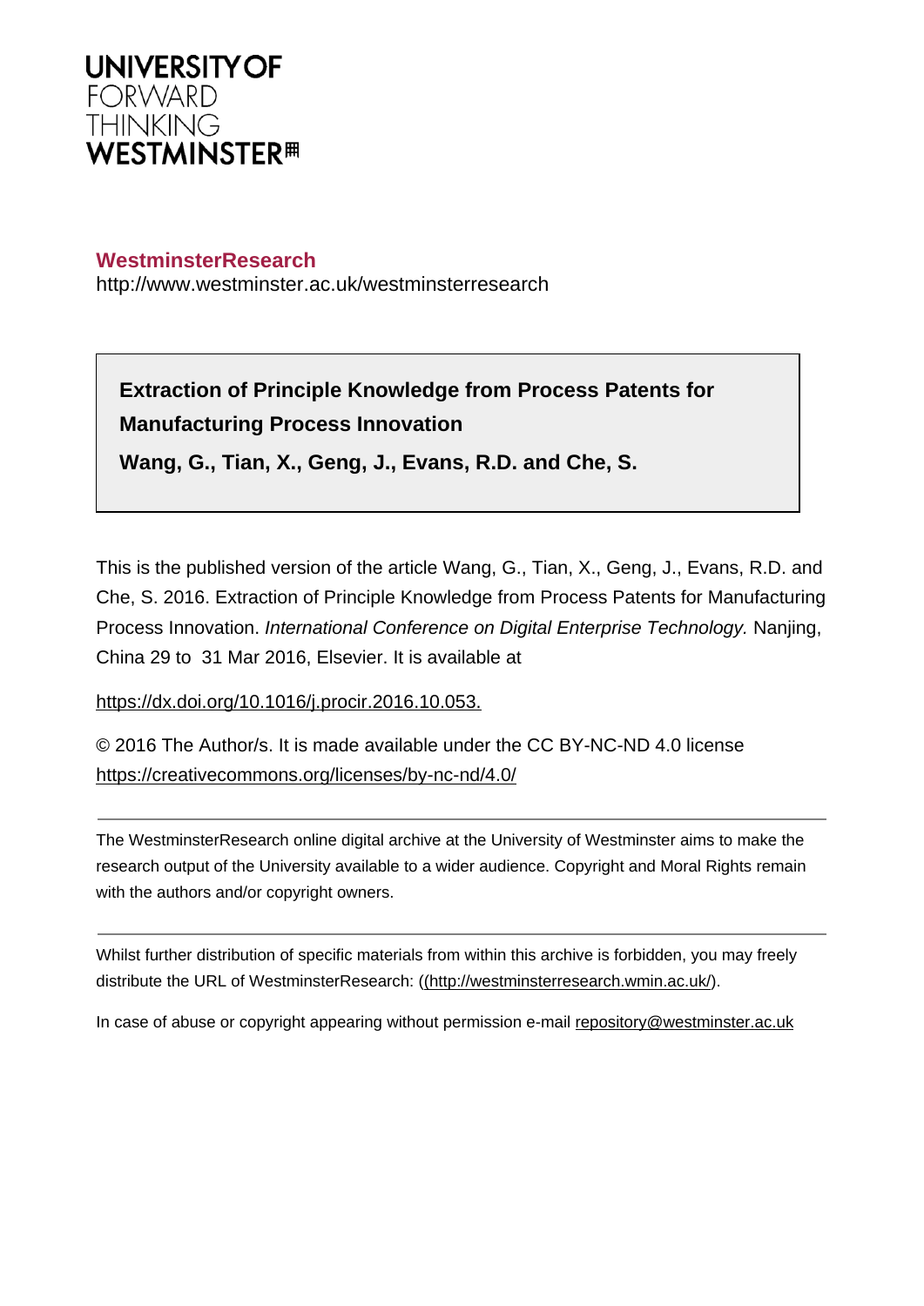UNIVERSITY OF
FORWARD
THINKING
WESTMINSTER

**WestminsterResearch**
http://www.westminster.ac.uk/westminsterresearch

**Extraction of Principle Knowledge from Process Patents for Manufacturing Process Innovation**

**Wang, G., Tian, X., Geng, J., Evans, R.D. and Che, S.**

This is the published version of the article Wang, G., Tian, X., Geng, J., Evans, R.D. and Che, S. 2016. Extraction of Principle Knowledge from Process Patents for Manufacturing Process Innovation. *International Conference on Digital Enterprise Technology.* Nanjing, China 29 to 31 Mar 2016, Elsevier. It is available at

https://dx.doi.org/10.1016/j.procir.2016.10.053.

© 2016 The Author/s. It is made available under the CC BY-NC-ND 4.0 license
https://creativecommons.org/licenses/by-nc-nd/4.0/

---

The WestminsterResearch online digital archive at the University of Westminster aims to make the research output of the University available to a wider audience. Copyright and Moral Rights remain with the authors and/or copyright owners.

---

Whilst further distribution of specific materials from within this archive is forbidden, you may freely distribute the URL of WestminsterResearch: ((http://westminsterresearch.wmin.ac.uk/).

In case of abuse or copyright appearing without permission e-mail repository@westminster.ac.uk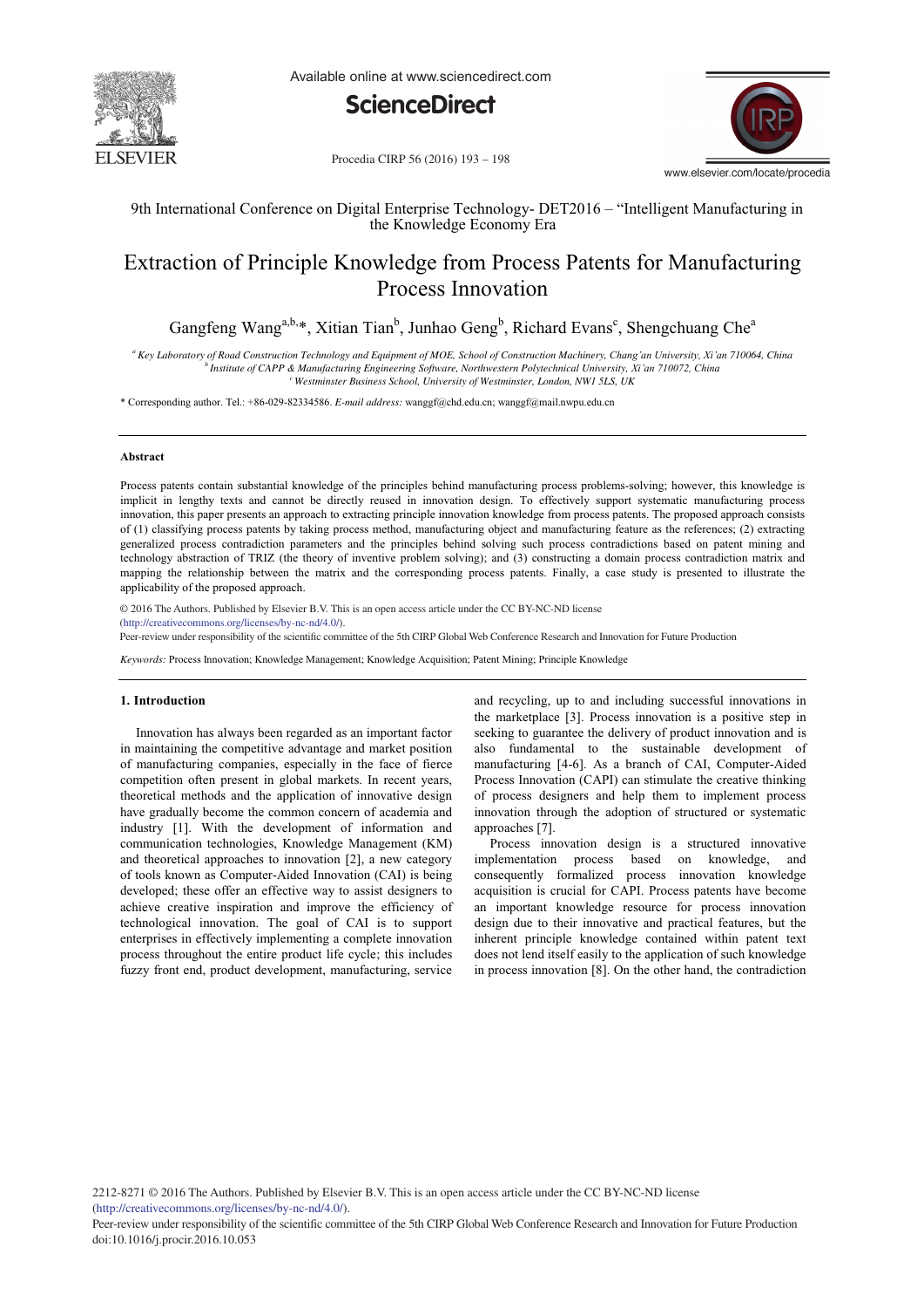# Extraction of Principle Knowledge from Process Patents for Manufacturing Process Innovation

Gangfeng Wang[a,b,*], Xitian Tian[b], Junhao Geng[b], Richard Evans[c], Shengchuang Che[a]

[a] *Key Laboratory of Road Construction Technology and Equipment of MOE, School of Construction Machinery, Chang'an University, Xi'an 710064, China*
[b] *Institute of CAPP & Manufacturing Engineering Software, Northwestern Polytechnical University, Xi'an 710072, China*
[c] *Westminster Business School, University of Westminster, London, NW1 5LS, UK*

\* Corresponding author. Tel.: +86-029-82334586. *E-mail address:* wanggf@chd.edu.cn; wanggf@mail.nwpu.edu.cn

## Abstract

Process patents contain substantial knowledge of the principles behind manufacturing process problems-solving; however, this knowledge is implicit in lengthy texts and cannot be directly reused in innovation design. To effectively support systematic manufacturing process innovation, this paper presents an approach to extracting principle innovation knowledge from process patents. The proposed approach consists of (1) classifying process patents by taking process method, manufacturing object and manufacturing feature as the references; (2) extracting generalized process contradiction parameters and the principles behind solving such process contradictions based on patent mining and technology abstraction of TRIZ (the theory of inventive problem solving); and (3) constructing a domain process contradiction matrix and mapping the relationship between the matrix and the corresponding process patents. Finally, a case study is presented to illustrate the applicability of the proposed approach.

© 2016 The Authors. Published by Elsevier B.V. This is an open access article under the CC BY-NC-ND license (http://creativecommons.org/licenses/by-nc-nd/4.0/).
Peer-review under responsibility of the scientific committee of the 5th CIRP Global Web Conference Research and Innovation for Future Production

*Keywords:* Process Innovation; Knowledge Management; Knowledge Acquisition; Patent Mining; Principle Knowledge

## 1. Introduction

Innovation has always been regarded as an important factor in maintaining the competitive advantage and market position of manufacturing companies, especially in the face of fierce competition often present in global markets. In recent years, theoretical methods and the application of innovative design have gradually become the common concern of academia and industry [1]. With the development of information and communication technologies, Knowledge Management (KM) and theoretical approaches to innovation [2], a new category of tools known as Computer-Aided Innovation (CAI) is being developed; these offer an effective way to assist designers to achieve creative inspiration and improve the efficiency of technological innovation. The goal of CAI is to support enterprises in effectively implementing a complete innovation process throughout the entire product life cycle; this includes fuzzy front end, product development, manufacturing, service and recycling, up to and including successful innovations in the marketplace [3]. Process innovation is a positive step in seeking to guarantee the delivery of product innovation and is also fundamental to the sustainable development of manufacturing [4-6]. As a branch of CAI, Computer-Aided Process Innovation (CAPI) can stimulate the creative thinking of process designers and help them to implement process innovation through the adoption of structured or systematic approaches [7].

Process innovation design is a structured innovative implementation process based on knowledge, and consequently formalized process innovation knowledge acquisition is crucial for CAPI. Process patents have become an important knowledge resource for process innovation design due to their innovative and practical features, but the inherent principle knowledge contained within patent text does not lend itself easily to the application of such knowledge in process innovation [8]. On the other hand, the contradiction

2212-8271 © 2016 The Authors. Published by Elsevier B.V. This is an open access article under the CC BY-NC-ND license (http://creativecommons.org/licenses/by-nc-nd/4.0/).
Peer-review under responsibility of the scientific committee of the 5th CIRP Global Web Conference Research and Innovation for Future Production
doi:10.1016/j.procir.2016.10.053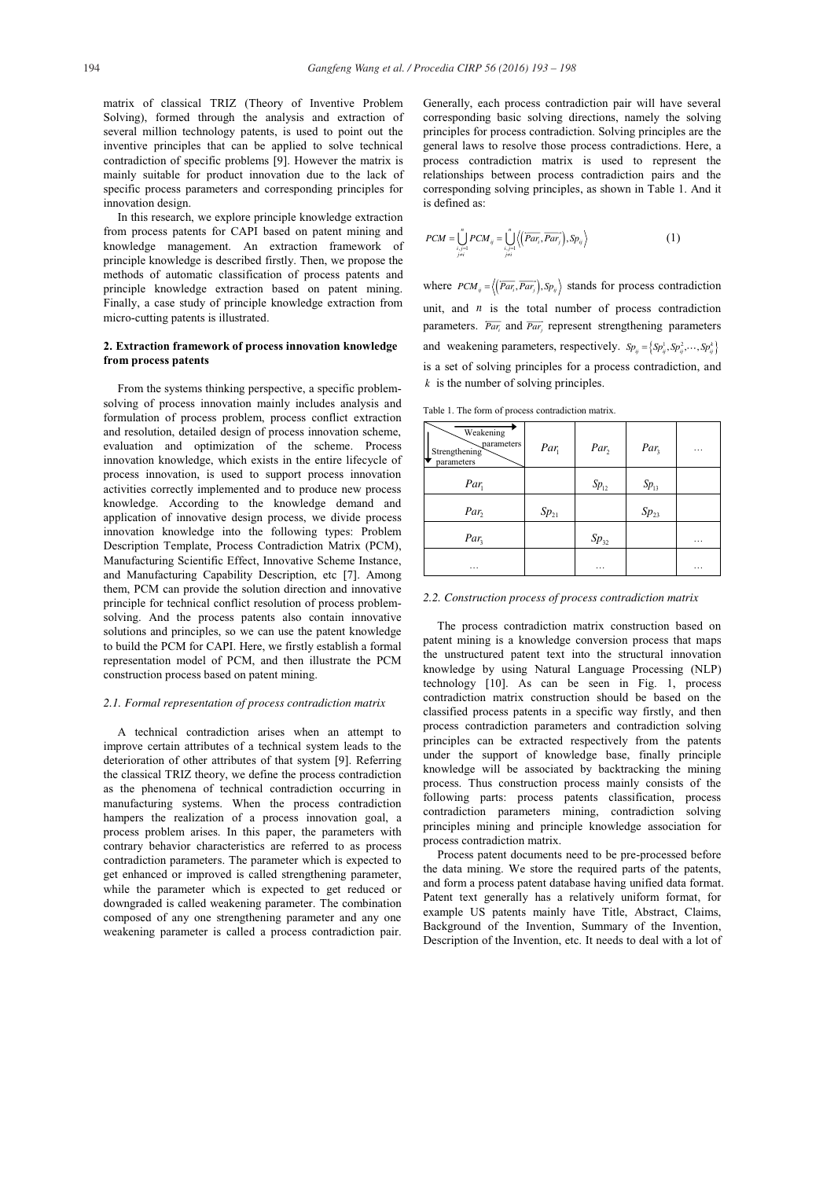matrix of classical TRIZ (Theory of Inventive Problem Solving), formed through the analysis and extraction of several million technology patents, is used to point out the inventive principles that can be applied to solve technical contradiction of specific problems [9]. However the matrix is mainly suitable for product innovation due to the lack of specific process parameters and corresponding principles for innovation design.

In this research, we explore principle knowledge extraction from process patents for CAPI based on patent mining and knowledge management. An extraction framework of principle knowledge is described firstly. Then, we propose the methods of automatic classification of process patents and principle knowledge extraction based on patent mining. Finally, a case study of principle knowledge extraction from micro-cutting patents is illustrated.

## 2. Extraction framework of process innovation knowledge from process patents

From the systems thinking perspective, a specific problem-solving of process innovation mainly includes analysis and formulation of process problem, process conflict extraction and resolution, detailed design of process innovation scheme, evaluation and optimization of the scheme. Process innovation knowledge, which exists in the entire lifecycle of process innovation, is used to support process innovation activities correctly implemented and to produce new process knowledge. According to the knowledge demand and application of innovative design process, we divide process innovation knowledge into the following types: Problem Description Template, Process Contradiction Matrix (PCM), Manufacturing Scientific Effect, Innovative Scheme Instance, and Manufacturing Capability Description, etc [7]. Among them, PCM can provide the solution direction and innovative principle for technical conflict resolution of process problem-solving. And the process patents also contain innovative solutions and principles, so we can use the patent knowledge to build the PCM for CAPI. Here, we firstly establish a formal representation model of PCM, and then illustrate the PCM construction process based on patent mining.

### 2.1. Formal representation of process contradiction matrix

A technical contradiction arises when an attempt to improve certain attributes of a technical system leads to the deterioration of other attributes of that system [9]. Referring the classical TRIZ theory, we define the process contradiction as the phenomena of technical contradiction occurring in manufacturing systems. When the process contradiction hampers the realization of a process innovation goal, a process problem arises. In this paper, the parameters with contrary behavior characteristics are referred to as process contradiction parameters. The parameter which is expected to get enhanced or improved is called strengthening parameter, while the parameter which is expected to get reduced or downgraded is called weakening parameter. The combination composed of any one strengthening parameter and any one weakening parameter is called a process contradiction pair. Generally, each process contradiction pair will have several corresponding basic solving directions, namely the solving principles for process contradiction. Solving principles are the general laws to resolve those process contradictions. Here, a process contradiction matrix is used to represent the relationships between process contradiction pairs and the corresponding solving principles, as shown in Table 1. And it is defined as:

$$PCM = \bigcup_{\substack{i,j=1 \\ j\neq i}}^{n} PCM_{ij} = \bigcup_{\substack{i,j=1 \\ j\neq i}}^{n} \left\langle \left(\overline{Par_i}, \overline{Par_j}\right), Sp_{ij} \right\rangle \tag{1}$$

where $PCM_{ij} = \left\langle \left(\overline{Par_i}, \overline{Par_j}\right), Sp_{ij} \right\rangle$ stands for process contradiction unit, and $n$ is the total number of process contradiction parameters. $\overline{Par_i}$ and $\overline{Par_j}$ represent strengthening parameters and weakening parameters, respectively. $Sp_{ij} = \left\{Sp_{ij}^1, Sp_{ij}^2, \cdots, Sp_{ij}^k\right\}$ is a set of solving principles for a process contradiction, and $k$ is the number of solving principles.

Table 1. The form of process contradiction matrix.

| Strengthening parameters \ Weakening parameters | $Par_1$ | $Par_2$ | $Par_3$ | … |
|---|---|---|---|---|
| $Par_1$ | | $Sp_{12}$ | $Sp_{13}$ | |
| $Par_2$ | $Sp_{21}$ | | $Sp_{23}$ | |
| $Par_3$ | | $Sp_{32}$ | | … |
| … | | … | | … |

### 2.2. Construction process of process contradiction matrix

The process contradiction matrix construction based on patent mining is a knowledge conversion process that maps the unstructured patent text into the structural innovation knowledge by using Natural Language Processing (NLP) technology [10]. As can be seen in Fig. 1, process contradiction matrix construction should be based on the classified process patents in a specific way firstly, and then process contradiction parameters and contradiction solving principles can be extracted respectively from the patents under the support of knowledge base, finally principle knowledge will be associated by backtracking the mining process. Thus construction process mainly consists of the following parts: process patents classification, process contradiction parameters mining, contradiction solving principles mining and principle knowledge association for process contradiction matrix.

Process patent documents need to be pre-processed before the data mining. We store the required parts of the patents, and form a process patent database having unified data format. Patent text generally has a relatively uniform format, for example US patents mainly have Title, Abstract, Claims, Background of the Invention, Summary of the Invention, Description of the Invention, etc. It needs to deal with a lot of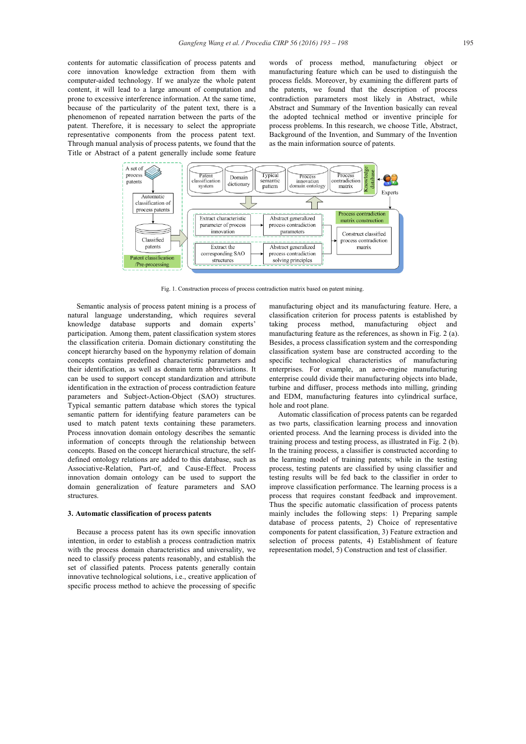contents for automatic classification of process patents and core innovation knowledge extraction from them with computer-aided technology. If we analyze the whole patent content, it will lead to a large amount of computation and prone to excessive interference information. At the same time, because of the particularity of the patent text, there is a phenomenon of repeated narration between the parts of the patent. Therefore, it is necessary to select the appropriate representative components from the process patent text. Through manual analysis of process patents, we found that the Title or Abstract of a patent generally include some feature words of process method, manufacturing object or manufacturing feature which can be used to distinguish the process fields. Moreover, by examining the different parts of the patents, we found that the description of process contradiction parameters most likely in Abstract, while Abstract and Summary of the Invention basically can reveal the adopted technical method or inventive principle for process problems. In this research, we choose Title, Abstract, Background of the Invention, and Summary of the Invention as the main information source of patents.

Fig. 1. Construction process of process contradiction matrix based on patent mining.

Semantic analysis of process patent mining is a process of natural language understanding, which requires several knowledge database supports and domain experts' participation. Among them, patent classification system stores the classification criteria. Domain dictionary constituting the concept hierarchy based on the hyponymy relation of domain concepts contains predefined characteristic parameters and their identification, as well as domain term abbreviations. It can be used to support concept standardization and attribute identification in the extraction of process contradiction feature parameters and Subject-Action-Object (SAO) structures. Typical semantic pattern database which stores the typical semantic pattern for identifying feature parameters can be used to match patent texts containing these parameters. Process innovation domain ontology describes the semantic information of concepts through the relationship between concepts. Based on the concept hierarchical structure, the self-defined ontology relations are added to this database, such as Associative-Relation, Part-of, and Cause-Effect. Process innovation domain ontology can be used to support the domain generalization of feature parameters and SAO structures.

## 3. Automatic classification of process patents

Because a process patent has its own specific innovation intention, in order to establish a process contradiction matrix with the process domain characteristics and universality, we need to classify process patents reasonably, and establish the set of classified patents. Process patents generally contain innovative technological solutions, i.e., creative application of specific process method to achieve the processing of specific manufacturing object and its manufacturing feature. Here, a classification criterion for process patents is established by taking process method, manufacturing object and manufacturing feature as the references, as shown in Fig. 2 (a). Besides, a process classification system and the corresponding classification system base are constructed according to the specific technological characteristics of manufacturing enterprises. For example, an aero-engine manufacturing enterprise could divide their manufacturing objects into blade, turbine and diffuser, process methods into milling, grinding and EDM, manufacturing features into cylindrical surface, hole and root plane.

Automatic classification of process patents can be regarded as two parts, classification learning process and innovation oriented process. And the learning process is divided into the training process and testing process, as illustrated in Fig. 2 (b). In the training process, a classifier is constructed according to the learning model of training patents; while in the testing process, testing patents are classified by using classifier and testing results will be fed back to the classifier in order to improve classification performance. The learning process is a process that requires constant feedback and improvement. Thus the specific automatic classification of process patents mainly includes the following steps: 1) Preparing sample database of process patents, 2) Choice of representative components for patent classification, 3) Feature extraction and selection of process patents, 4) Establishment of feature representation model, 5) Construction and test of classifier.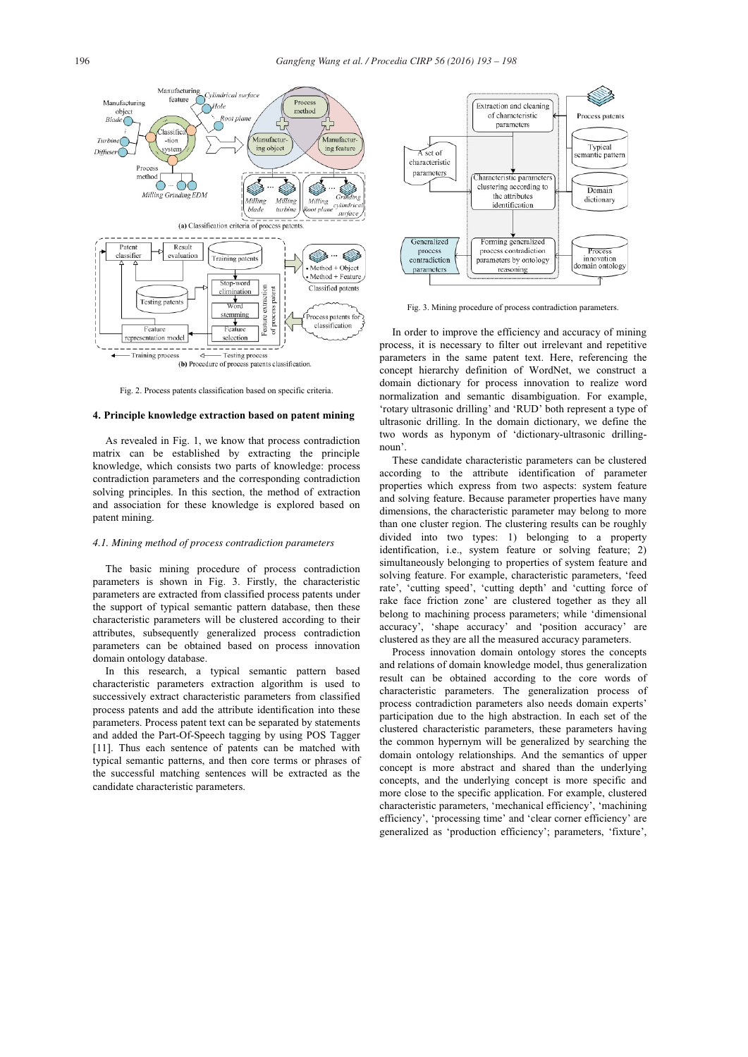Fig. 2. Process patents classification based on specific criteria.

## 4. Principle knowledge extraction based on patent mining

As revealed in Fig. 1, we know that process contradiction matrix can be established by extracting the principle knowledge, which consists two parts of knowledge: process contradiction parameters and the corresponding contradiction solving principles. In this section, the method of extraction and association for these knowledge is explored based on patent mining.

### *4.1. Mining method of process contradiction parameters*

The basic mining procedure of process contradiction parameters is shown in Fig. 3. Firstly, the characteristic parameters are extracted from classified process patents under the support of typical semantic pattern database, then these characteristic parameters will be clustered according to their attributes, subsequently generalized process contradiction parameters can be obtained based on process innovation domain ontology database.

In this research, a typical semantic pattern based characteristic parameters extraction algorithm is used to successively extract characteristic parameters from classified process patents and add the attribute identification into these parameters. Process patent text can be separated by statements and added the Part-Of-Speech tagging by using POS Tagger [11]. Thus each sentence of patents can be matched with typical semantic patterns, and then core terms or phrases of the successful matching sentences will be extracted as the candidate characteristic parameters.

Fig. 3. Mining procedure of process contradiction parameters.

In order to improve the efficiency and accuracy of mining process, it is necessary to filter out irrelevant and repetitive parameters in the same patent text. Here, referencing the concept hierarchy definition of WordNet, we construct a domain dictionary for process innovation to realize word normalization and semantic disambiguation. For example, 'rotary ultrasonic drilling' and 'RUD' both represent a type of ultrasonic drilling. In the domain dictionary, we define the two words as hyponym of 'dictionary-ultrasonic drilling-noun'.

These candidate characteristic parameters can be clustered according to the attribute identification of parameter properties which express from two aspects: system feature and solving feature. Because parameter properties have many dimensions, the characteristic parameter may belong to more than one cluster region. The clustering results can be roughly divided into two types: 1) belonging to a property identification, i.e., system feature or solving feature; 2) simultaneously belonging to properties of system feature and solving feature. For example, characteristic parameters, 'feed rate', 'cutting speed', 'cutting depth' and 'cutting force of rake face friction zone' are clustered together as they all belong to machining process parameters; while 'dimensional accuracy', 'shape accuracy' and 'position accuracy' are clustered as they are all the measured accuracy parameters.

Process innovation domain ontology stores the concepts and relations of domain knowledge model, thus generalization result can be obtained according to the core words of characteristic parameters. The generalization process of process contradiction parameters also needs domain experts' participation due to the high abstraction. In each set of the clustered characteristic parameters, these parameters having the common hypernym will be generalized by searching the domain ontology relationships. And the semantics of upper concept is more abstract and shared than the underlying concepts, and the underlying concept is more specific and more close to the specific application. For example, clustered characteristic parameters, 'mechanical efficiency', 'machining efficiency', 'processing time' and 'clear corner efficiency' are generalized as 'production efficiency'; parameters, 'fixture',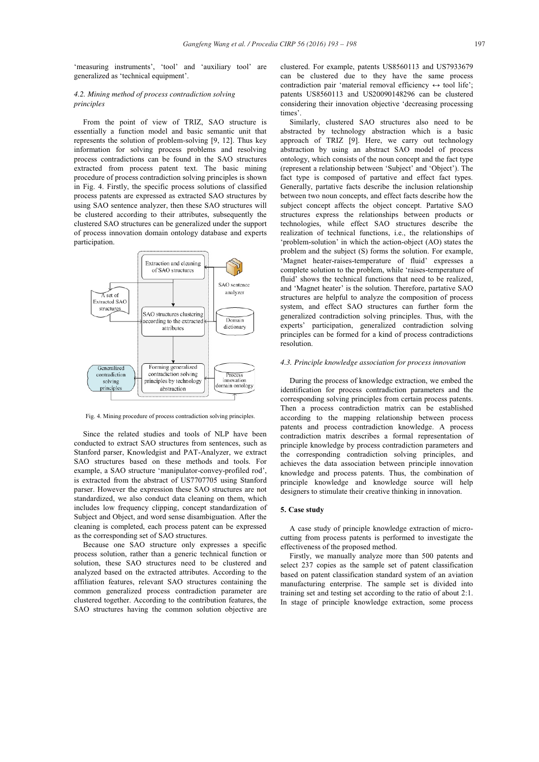'measuring instruments', 'tool' and 'auxiliary tool' are generalized as 'technical equipment'.

### 4.2. Mining method of process contradiction solving principles

From the point of view of TRIZ, SAO structure is essentially a function model and basic semantic unit that represents the solution of problem-solving [9, 12]. Thus key information for solving process problems and resolving process contradictions can be found in the SAO structures extracted from process patent text. The basic mining procedure of process contradiction solving principles is shown in Fig. 4. Firstly, the specific process solutions of classified process patents are expressed as extracted SAO structures by using SAO sentence analyzer, then these SAO structures will be clustered according to their attributes, subsequently the clustered SAO structures can be generalized under the support of process innovation domain ontology database and experts participation.

Fig. 4. Mining procedure of process contradiction solving principles.

Since the related studies and tools of NLP have been conducted to extract SAO structures from sentences, such as Stanford parser, Knowledgist and PAT-Analyzer, we extract SAO structures based on these methods and tools. For example, a SAO structure 'manipulator-convey-profiled rod', is extracted from the abstract of US7707705 using Stanford parser. However the expression these SAO structures are not standardized, we also conduct data cleaning on them, which includes low frequency clipping, concept standardization of Subject and Object, and word sense disambiguation. After the cleaning is completed, each process patent can be expressed as the corresponding set of SAO structures.

Because one SAO structure only expresses a specific process solution, rather than a generic technical function or solution, these SAO structures need to be clustered and analyzed based on the extracted attributes. According to the affiliation features, relevant SAO structures containing the common generalized process contradiction parameter are clustered together. According to the contribution features, the SAO structures having the common solution objective are clustered. For example, patents US8560113 and US7933679 can be clustered due to they have the same process contradiction pair 'material removal efficiency ↔ tool life'; patents US8560113 and US20090148296 can be clustered considering their innovation objective 'decreasing processing times'.

Similarly, clustered SAO structures also need to be abstracted by technology abstraction which is a basic approach of TRIZ [9]. Here, we carry out technology abstraction by using an abstract SAO model of process ontology, which consists of the noun concept and the fact type (represent a relationship between 'Subject' and 'Object'). The fact type is composed of partative and effect fact types. Generally, partative facts describe the inclusion relationship between two noun concepts, and effect facts describe how the subject concept affects the object concept. Partative SAO structures express the relationships between products or technologies, while effect SAO structures describe the realization of technical functions, i.e., the relationships of 'problem-solution' in which the action-object (AO) states the problem and the subject (S) forms the solution. For example, 'Magnet heater-raises-temperature of fluid' expresses a complete solution to the problem, while 'raises-temperature of fluid' shows the technical functions that need to be realized, and 'Magnet heater' is the solution. Therefore, partative SAO structures are helpful to analyze the composition of process system, and effect SAO structures can further form the generalized contradiction solving principles. Thus, with the experts' participation, generalized contradiction solving principles can be formed for a kind of process contradictions resolution.

### 4.3. Principle knowledge association for process innovation

During the process of knowledge extraction, we embed the identification for process contradiction parameters and the corresponding solving principles from certain process patents. Then a process contradiction matrix can be established according to the mapping relationship between process patents and process contradiction knowledge. A process contradiction matrix describes a formal representation of principle knowledge by process contradiction parameters and the corresponding contradiction solving principles, and achieves the data association between principle innovation knowledge and process patents. Thus, the combination of principle knowledge and knowledge source will help designers to stimulate their creative thinking in innovation.

## 5. Case study

A case study of principle knowledge extraction of micro-cutting from process patents is performed to investigate the effectiveness of the proposed method.

Firstly, we manually analyze more than 500 patents and select 237 copies as the sample set of patent classification based on patent classification standard system of an aviation manufacturing enterprise. The sample set is divided into training set and testing set according to the ratio of about 2:1. In stage of principle knowledge extraction, some process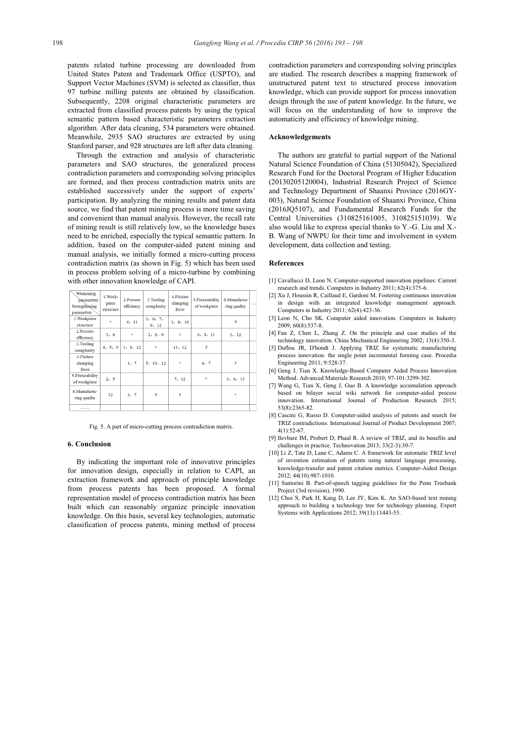patents related turbine processing are downloaded from United States Patent and Trademark Office (USPTO), and Support Vector Machines (SVM) is selected as classifier, thus 97 turbine milling patents are obtained by classification. Subsequently, 2208 original characteristic parameters are extracted from classified process patents by using the typical semantic pattern based characteristic parameters extraction algorithm. After data cleaning, 534 parameters were obtained. Meanwhile, 2935 SAO structures are extracted by using Stanford parser, and 928 structures are left after data cleaning.

Through the extraction and analysis of characteristic parameters and SAO structures, the generalized process contradiction parameters and corresponding solving principles are formed, and then process contradiction matrix units are established successively under the support of experts' participation. By analyzing the mining results and patent data source, we find that patent mining process is more time saving and convenient than manual analysis. However, the recall rate of mining result is still relatively low, so the knowledge bases need to be enriched, especially the typical semantic pattern. In addition, based on the computer-aided patent mining and manual analysis, we initially formed a micro-cutting process contradiction matrix (as shown in Fig. 5) which has been used in process problem solving of a micro-turbine by combining with other innovation knowledge of CAPI.

| Weakening parameters / Strengthening parameters | 1.Work-piece structure | 2.Process efficiency | 3.Tooling complexity | 4.Fixture clamping force | 5.Fixturability of workpiece | 6.Manufacturing quality | … |
|---|---|---|---|---|---|---|---|
| 1.Workpiece structure | + | 6，11 | 1，6，7，9，12 | 1，8，10 | | 9 | |
| 2.Process efficiency | 3，6 | + | 2，8，9 | 1 | 6，8，11 | 1，12 | |
| 3.Tooling complexity | 4，5，9 | 3，8，12 | + | 11，12 | 3 | | |
| 4.Fixture clamping force | | 1，7 | 5，10，12 | + | 4，7 | 3 | |
| 5.Fixturability of workpiece | 2，5 | | | 7，12 | + | 1，6，13 | |
| 6.Manufacturing quality | 12 | 3，7 | 9 | 5 | | + | |
| …… | | | | | | | |

Fig. 5. A part of micro-cutting process contradiction matrix.

## 6. Conclusion

By indicating the important role of innovative principles for innovation design, especially in relation to CAPI, an extraction framework and approach of principle knowledge from process patents has been proposed. A formal representation model of process contradiction matrix has been built which can reasonably organize principle innovation knowledge. On this basis, several key technologies, automatic classification of process patents, mining method of process contradiction parameters and corresponding solving principles are studied. The research describes a mapping framework of unstructured patent text to structured process innovation knowledge, which can provide support for process innovation design through the use of patent knowledge. In the future, we will focus on the understanding of how to improve the automaticity and efficiency of knowledge mining.

## Acknowledgements

The authors are grateful to partial support of the National Natural Science Foundation of China (51305042), Specialized Research Fund for the Doctoral Program of Higher Education (20130205120004), Industrial Research Project of Science and Technology Department of Shaanxi Province (2016GY-003), Natural Science Foundation of Shaanxi Province, China (2016JQ5107), and Fundamental Research Funds for the Central Universities (310825161005, 310825151039). We also would like to express special thanks to Y.-G. Liu and X.-B. Wang of NWPU for their time and involvement in system development, data collection and testing.

## References

[1] Cavallucci D, Leon N. Computer-supported innovation pipelines: Current research and trends. Computers in Industry 2011; 62(4):375-6.

[2] Xu J, Houssin R, Caillaud E, Gardoni M. Fostering continuous innovation in design with an integrated knowledge management approach. Computers in Industry 2011; 62(4):423-36.

[3] Leon N, Cho SK. Computer aided innovation. Computers in Industry 2009; 60(8):537-8.

[4] Fan Z, Chen L, Zhang Z. On the principle and case studies of the technology innovation. China Mechanical Engineering 2002; 13(4):350-3.

[5] Duflou JR, D'hondt J. Applying TRIZ for systematic manufacturing process innovation: the single point incremental forming case. Procedia Engineering 2011; 9:528-37.

[6] Geng J, Tian X. Knowledge-Based Computer Aided Process Innovation Method. Advanced Materials Research 2010; 97-101:3299-302.

[7] Wang G, Tian X, Geng J, Guo B. A knowledge accumulation approach based on bilayer social wiki network for computer-aided process innovation. International Journal of Production Research 2015; 53(8):2365-82.

[8] Cascini G, Russo D. Computer-aided analysis of patents and search for TRIZ contradictions. International Journal of Product Development 2007; 4(1):52-67.

[9] Ilevbare IM, Probert D, Phaal R. A review of TRIZ, and its benefits and challenges in practice. Technovation 2013; 33(2-3):30-7.

[10] Li Z, Tate D, Lane C, Adams C. A framework for automatic TRIZ level of invention estimation of patents using natural language processing, knowledge-transfer and patent citation metrics. Computer-Aided Design 2012; 44(10):987-1010.

[11] Santorini B. Part-of-speech tagging guidelines for the Penn Treebank Project (3rd revision), 1990.

[12] Choi S, Park H, Kang D, Lee JY, Kim K. An SAO-based text mining approach to building a technology tree for technology planning. Expert Systems with Applications 2012; 39(13):11443-55.